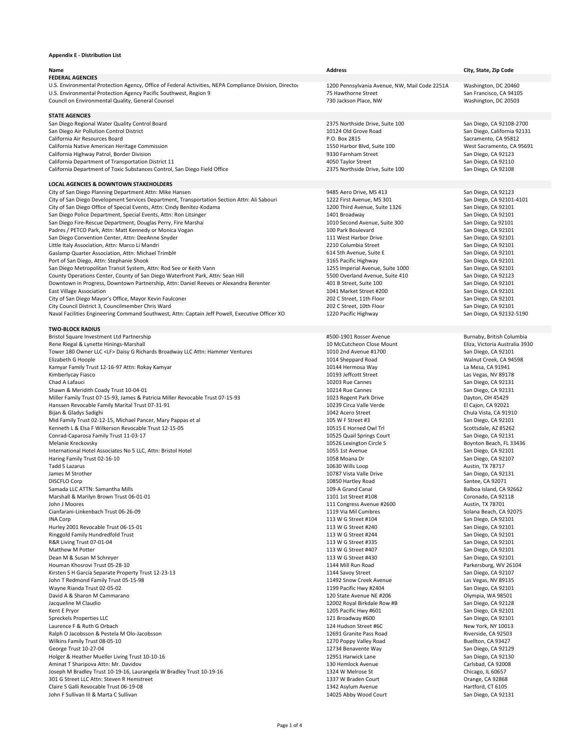**Appendix E - Distribution List**

| Name | Address | City, State, Zip Code |
| --- | --- | --- |
| **FEDERAL AGENCIES** | | |
| U.S. Environmental Protection Agency, Office of Federal Activities, NEPA Compliance Division, Director | 1200 Pennsylvania Avenue, NW, Mail Code 2251A | Washington, DC 20460 |
| U.S. Environmental Protection Agency Pacific Southwest, Region 9 | 75 Hawthorne Street | San Francisco, CA 94105 |
| Council on Environmental Quality, General Counsel | 730 Jackson Place, NW | Washington, DC 20503 |
| **STATE AGENCIES** | | |
| San Diego Regional Water Quality Control Board | 2375 Northside Drive, Suite 100 | San Diego, CA 92108-2700 |
| San Diego Air Pollution Control District | 10124 Old Grove Road | San Diego, California 92131 |
| California Air Resources Board | P.O. Box 2815 | Sacramento, CA 95812 |
| California Native American Heritage Commission | 1550 Harbor Blvd, Suite 100 | West Sacramento, CA 95691 |
| California Highway Patrol, Border Division | 9330 Farnham Street | San Diego, CA 92123 |
| California Department of Transportation District 11 | 4050 Taylor Street | San Diego, CA 92110 |
| California Department of Toxic Substances Control, San Diego Field Office | 2375 Northside Drive, Suite 100 | San Diego, CA 92108 |
| **LOCAL AGENCIES & DOWNTOWN STAKEHOLDERS** | | |
| City of San Diego Planning Department Attn: Mike Hansen | 9485 Aero Drive, MS 413 | San Diego, CA 92123 |
| City of San Diego Development Services Department, Transportation Section Attn: Ali Sabouri | 1222 First Avenue, MS 301 | San Diego, CA 92101-4101 |
| City of San Diego Office of Special Events, Attn: Cindy Benitez-Kodama | 1200 Third Avenue, Suite 1326 | San Diego, CA 92101 |
| San Diego Police Department, Special Events, Attn: Ron Litsinger | 1401 Broadway | San Diego, CA 92101 |
| San Diego Fire-Rescue Department, Douglas Perry, Fire Marshal | 1010 Second Avenue, Suite 300 | San Diego, Ca 92101 |
| Padres / PETCO Park, Attn: Matt Kennedy or Monica Vogan | 100 Park Boulevard | San Diego, CA 92101 |
| San Diego Convention Center, Attn: DeeAnne Snyder | 111 West Harbor Drive | San Diego, CA 92101 |
| Little Italy Association, Attn: Marco Li Mandri | 2210 Columbia Street | San Diego, CA 92101 |
| Gaslamp Quarter Association, Attn: Michael Trimble | 614 5th Avenue, Suite E | San Diego, CA 92101 |
| Port of San Diego, Attn: Stephanie Shook | 3165 Pacific Highway | San Diego, CA 92101 |
| San Diego Metropolitan Transit System, Attn: Rod See or Keith Vann | 1255 Imperial Avenue, Suite 1000 | San Diego, CA 92101 |
| County Operations Center, County of San Diego Waterfront Park, Attn: Sean Hill | 5500 Overland Avenue, Suite 410 | San Diego, CA 92123 |
| Downtown in Progress, Downtown Partnership, Attn: Daniel Reeves or Alexandra Berenter | 401 B Street, Suite 100 | San Diego, CA 92101 |
| East Village Association | 1041 Market Street #200 | San Diego, CA 92101 |
| City of San Diego Mayor's Office, Mayor Kevin Faulconer | 202 C Street, 11th Floor | San Diego, CA 92101 |
| City Council District 3, Councilmember Chris Ward | 202 C Street, 10th Floor | San Diego, CA 92101 |
| Naval Facilities Engineering Command Southwest, Attn: Captain Jeff Powell, Executive Officer XO | 1220 Pacific Highway | San Diego, CA 92132-5190 |
| **TWO-BLOCK RADIUS** | | |
| Bristol Square Investment Ltd Partnership | #500-1901 Rosser Avenue | Burnaby, British Columbia |
| Rene Riegal & Lynette Hinings-Marshall | 10 McCutcheon Close Mount | Eliza, Victoria Australia 3930 |
| Tower 180 Owner LLC <LF> Daisy G Richards Broadway LLC Attn: Hammer Ventures | 1010 2nd Avenue #1700 | San Diego, CA 92101 |
| Elizabeth G Hoople | 1014 Sheppard Road | Walnut Creek, CA 94598 |
| Kamyar Family Trust 12-16-97 Attn: Rokay Kamyar | 10144 Hermosa Way | La Mesa, CA 91941 |
| Kimberlycay Fiasco | 10193 Jeffcott Street | Las Vegas, NV 89178 |
| Chad A Lafauci | 10203 Rue Cannes | San Diego, CA 92131 |
| Shawn & Meridith Coady Trust 10-04-01 | 10214 Rue Cannes | San Diego, CA 92131 |
| Miller Family Trust 07-15-93, James & Patricia Miller Revocable Trust 07-15-93 | 1023 Regent Park Drive | Dayton, OH 45429 |
| Hanssen Revocable Family Marital Trust 07-31-91 | 10239 Circa Valle Verde | El Cajon, CA 92021 |
| Bijan & Gladys Sadighi | 1042 Acero Street | Chula Vista, CA 91910 |
| Mid Family Trust 02-12-15, Michael Pancer, Mary Pappas et al | 105 W F Street #3 | San Diego, CA 92101 |
| Kenneth L & Elsa F Wilkerson Revocable Trust 12-15-05 | 10515 E Horned Owl Trl | Scottsdale, AZ 85262 |
| Conrad-Caparosa Family Trust 11-03-17 | 10525 Quail Springs Court | San Diego, CA 92131 |
| Melanie Kreckovsky | 10526 Lexington Circle S | Boynton Beach, FL 33436 |
| International Hotel Associates No 5 LLC, Attn: Bristol Hotel | 1055 1st Avenue | San Diego, CA 92101 |
| Haring Family Trust 02-16-10 | 1058 Moana Dr | San Diego, CA 92107 |
| Tadd S Lazarus | 10630 Wills Loop | Austin, TX 78717 |
| James M Strother | 10787 Vista Valle Drive | San Diego, CA 92131 |
| DISCFLO Corp | 10850 Hartley Road | Santee, CA 92071 |
| Samada LLC ATTN: Samantha Mills | 109-A Grand Canal | Balboa Island, CA 92662 |
| Marshall & Marilyn Brown Trust 06-01-01 | 1101 1st Street #108 | Coronado, CA 92118 |
| John J Moores | 111 Congress Avenue #2600 | Austin, TX 78701 |
| Cianfarani-Linkenbach Trust 06-26-09 | 1119 Via Mil Cumbres | Solana Beach, CA 92075 |
| INA Corp | 113 W G Street #104 | San Diego, CA 92101 |
| Hurley 2001 Revocable Trust 06-15-01 | 113 W G Street #240 | San Diego, CA 92101 |
| Ringgold Family Hundredfold Trust | 113 W G Street #244 | San Diego, CA 92101 |
| R&R Living Trust 07-01-04 | 113 W G Street #335 | San Diego, CA 92101 |
| Matthew M Potter | 113 W G Street #407 | San Diego, CA 92101 |
| Dean M & Susan M Schreyer | 113 W G Street #430 | San Diego, CA 92101 |
| Houman Khosrovi Trust 05-28-10 | 1144 Mill Run Road | Parkersburg, WV 26104 |
| Kirsten S H Garcia Separate Property Trust 12-23-13 | 1144 Savoy Street | San Diego, CA 92107 |
| John T Redmond Family Trust 05-15-98 | 11492 Snow Creek Avenue | Las Vegas, NV 89135 |
| Wayne Rianda Trust 02-05-02 | 1199 Pacific Hwy #2404 | San Diego, CA 92101 |
| David A & Sharon M Cammarano | 120 State Avenue NE #206 | Olympia, WA 98501 |
| Jacqueline M Claudio | 12002 Royal Birkdale Row #B | San Diego, CA 92128 |
| Kent E Pryor | 1205 Pacific Hwy #601 | San Diego, CA 92101 |
| Spreckels Properties LLC | 121 Broadway #600 | San Diego, CA 92101 |
| Laurence F & Ruth G Orbach | 124 Hudson Street #6C | New York, NY 10013 |
| Ralph O Jacobsson & Pestela M Olo-Jacobsson | 12691 Granite Pass Road | Riverside, CA 92503 |
| Wilkins Family Trust 08-05-10 | 1270 Poppy Valley Road | Buellton, CA 93427 |
| George Trust 10-27-04 | 12734 Benavente Way | San Diego, CA 92129 |
| Holger & Heather Mueller Living Trust 10-10-16 | 12951 Harwick Lane | San Diego, CA 92130 |
| Aminat T Sharipova Attn: Mr. Davidov | 130 Hemlock Avenue | Carlsbad, CA 92008 |
| Joseph M Bradley Trust 10-19-16, Laurangela W Bradley Trust 10-19-16 | 1324 W Melrose St | Chicago, IL 60657 |
| 301 G Street LLC Attn: Steven R Hemstreet | 1337 W Braden Court | Orange, CA 92868 |
| Claire S Galli Revocable Trust 06-19-08 | 1342 Asylum Avenue | Hartford, CT 6105 |
| John F Sullivan III & Marta C Sullivan | 14025 Abby Wood Court | San Diego, CA 92131 |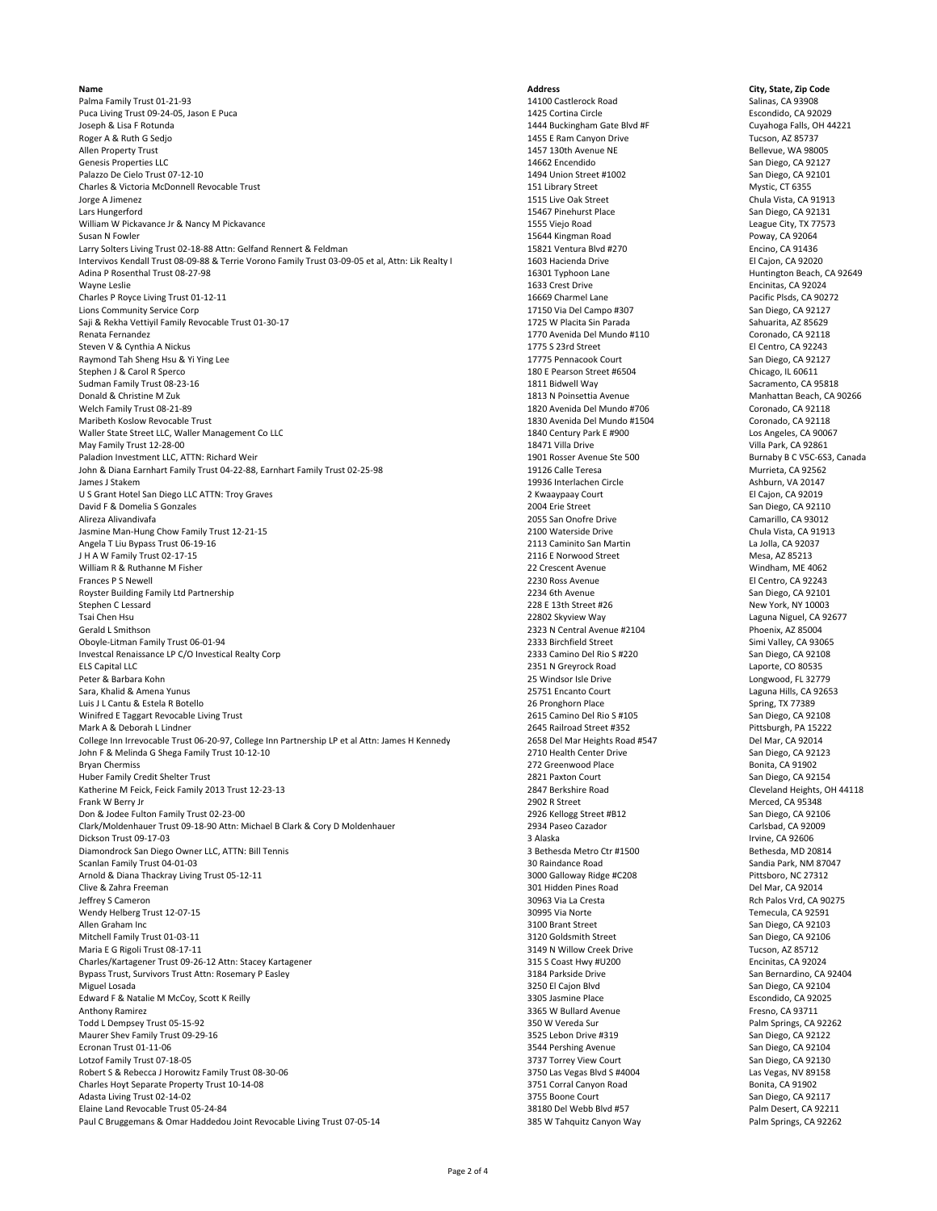| Name | Address | City, State, Zip Code |
| --- | --- | --- |
| Palma Family Trust 01-21-93 | 14100 Castlerock Road | Salinas, CA 93908 |
| Puca Living Trust 09-24-05, Jason E Puca | 1425 Cortina Circle | Escondido, CA 92029 |
| Joseph & Lisa F Rotunda | 1444 Buckingham Gate Blvd #F | Cuyahoga Falls, OH 44221 |
| Roger A & Ruth G Sedjo | 1455 E Ram Canyon Drive | Tucson, AZ 85737 |
| Allen Property Trust | 1457 130th Avenue NE | Bellevue, WA 98005 |
| Genesis Properties LLC | 14662 Encendido | San Diego, CA 92127 |
| Palazzo De Cielo Trust 07-12-10 | 1494 Union Street #1002 | San Diego, CA 92101 |
| Charles & Victoria McDonnell Revocable Trust | 151 Library Street | Mystic, CT 6355 |
| Jorge A Jimenez | 1515 Live Oak Street | Chula Vista, CA 91913 |
| Lars Hungerford | 15467 Pinehurst Place | San Diego, CA 92131 |
| William W Pickavance Jr & Nancy M Pickavance | 1555 Viejo Road | League City, TX 77573 |
| Susan N Fowler | 15644 Kingman Road | Poway, CA 92064 |
| Larry Solters Living Trust 02-18-88 Attn: Gelfand Rennert & Feldman | 15821 Ventura Blvd #270 | Encino, CA 91436 |
| Intervivos Kendall Trust 08-09-88 & Terrie Vorono Family Trust 03-09-05 et al, Attn: Lik Realty I | 1603 Hacienda Drive | El Cajon, CA 92020 |
| Adina P Rosenthal Trust 08-27-98 | 16301 Typhoon Lane | Huntington Beach, CA 92649 |
| Wayne Leslie | 1633 Crest Drive | Encinitas, CA 92024 |
| Charles P Royce Living Trust 01-12-11 | 16669 Charmel Lane | Pacific Plsds, CA 90272 |
| Lions Community Service Corp | 17150 Via Del Campo #307 | San Diego, CA 92127 |
| Saji & Rekha Vettiyil Family Revocable Trust 01-30-17 | 1725 W Placita Sin Parada | Sahuarita, AZ 85629 |
| Renata Fernandez | 1770 Avenida Del Mundo #110 | Coronado, CA 92118 |
| Steven V & Cynthia A Nickus | 1775 S 23rd Street | El Centro, CA 92243 |
| Raymond Tah Sheng Hsu & Yi Ying Lee | 17775 Pennacook Court | San Diego, CA 92127 |
| Stephen J & Carol R Sperco | 180 E Pearson Street #6504 | Chicago, IL 60611 |
| Sudman Family Trust 08-23-16 | 1811 Bidwell Way | Sacramento, CA 95818 |
| Donald & Christine M Zuk | 1813 N Poinsettia Avenue | Manhattan Beach, CA 90266 |
| Welch Family Trust 08-21-89 | 1820 Avenida Del Mundo #706 | Coronado, CA 92118 |
| Maribeth Koslow Revocable Trust | 1830 Avenida Del Mundo #1504 | Coronado, CA 92118 |
| Waller State Street LLC, Waller Management Co LLC | 1840 Century Park E #900 | Los Angeles, CA 90067 |
| May Family Trust 12-28-00 | 18471 Villa Drive | Villa Park, CA 92861 |
| Paladion Investment LLC, ATTN: Richard Weir | 1901 Rosser Avenue Ste 500 | Burnaby B C V5C-6S3, Canada |
| John & Diana Earnhart Family Trust 04-22-88, Earnhart Family Trust 02-25-98 | 19126 Calle Teresa | Murrieta, CA 92562 |
| James J Stakem | 19936 Interlachen Circle | Ashburn, VA 20147 |
| U S Grant Hotel San Diego LLC ATTN: Troy Graves | 2 Kwaaypaay Court | El Cajon, CA 92019 |
| David F & Domelia S Gonzales | 2004 Erie Street | San Diego, CA 92110 |
| Alireza Alivandivafa | 2055 San Onofre Drive | Camarillo, CA 93012 |
| Jasmine Man-Hung Chow Family Trust 12-21-15 | 2100 Waterside Drive | Chula Vista, CA 91913 |
| Angela T Liu Bypass Trust 06-19-16 | 2113 Caminito San Martin | La Jolla, CA 92037 |
| J H A W Family Trust 02-17-15 | 2116 E Norwood Street | Mesa, AZ 85213 |
| William R & Ruthanne M Fisher | 22 Crescent Avenue | Windham, ME 4062 |
| Frances P S Newell | 2230 Ross Avenue | El Centro, CA 92243 |
| Royster Building Family Ltd Partnership | 2234 6th Avenue | San Diego, CA 92101 |
| Stephen C Lessard | 228 E 13th Street #26 | New York, NY 10003 |
| Tsai Chen Hsu | 22802 Skyview Way | Laguna Niguel, CA 92677 |
| Gerald L Smithson | 2323 N Central Avenue #2104 | Phoenix, AZ 85004 |
| Oboyle-Litman Family Trust 06-01-94 | 2333 Birchfield Street | Simi Valley, CA 93065 |
| Investcal Renaissance LP C/O Investical Realty Corp | 2333 Camino Del Rio S #220 | San Diego, CA 92108 |
| ELS Capital LLC | 2351 N Greyrock Road | Laporte, CO 80535 |
| Peter & Barbara Kohn | 25 Windsor Isle Drive | Longwood, FL 32779 |
| Sara, Khalid & Amena Yunus | 25751 Encanto Court | Laguna Hills, CA 92653 |
| Luis J L Cantu & Estela R Botello | 26 Pronghorn Place | Spring, TX 77389 |
| Winifred E Taggart Revocable Living Trust | 2615 Camino Del Rio S #105 | San Diego, CA 92108 |
| Mark A & Deborah L Lindner | 2645 Railroad Street #352 | Pittsburgh, PA 15222 |
| College Inn Irrevocable Trust 06-20-97, College Inn Partnership LP et al Attn: James H Kennedy | 2658 Del Mar Heights Road #547 | Del Mar, CA 92014 |
| John F & Melinda G Shega Family Trust 10-12-10 | 2710 Health Center Drive | San Diego, CA 92123 |
| Bryan Chermiss | 272 Greenwood Place | Bonita, CA 91902 |
| Huber Family Credit Shelter Trust | 2821 Paxton Court | San Diego, CA 92154 |
| Katherine M Feick, Feick Family 2013 Trust 12-23-13 | 2847 Berkshire Road | Cleveland Heights, OH 44118 |
| Frank W Berry Jr | 2902 R Street | Merced, CA 95348 |
| Don & Jodee Fulton Family Trust 02-23-00 | 2926 Kellogg Street #B12 | San Diego, CA 92106 |
| Clark/Moldenhauer Trust 09-18-90 Attn: Michael B Clark & Cory D Moldenhauer | 2934 Paseo Cazador | Carlsbad, CA 92009 |
| Dickson Trust 09-17-03 | 3 Alaska | Irvine, CA 92606 |
| Diamondrock San Diego Owner LLC, ATTN: Bill Tennis | 3 Bethesda Metro Ctr #1500 | Bethesda, MD 20814 |
| Scanlan Family Trust 04-01-03 | 30 Raindance Road | Sandia Park, NM 87047 |
| Arnold & Diana Thackray Living Trust 05-12-11 | 3000 Galloway Ridge #C208 | Pittsboro, NC 27312 |
| Clive & Zahra Freeman | 301 Hidden Pines Road | Del Mar, CA 92014 |
| Jeffrey S Cameron | 30963 Via La Cresta | Rch Palos Vrd, CA 90275 |
| Wendy Helberg Trust 12-07-15 | 30995 Via Norte | Temecula, CA 92591 |
| Allen Graham Inc | 3100 Brant Street | San Diego, CA 92103 |
| Mitchell Family Trust 01-03-11 | 3120 Goldsmith Street | San Diego, CA 92106 |
| Maria E G Rigoli Trust 08-17-11 | 3149 N Willow Creek Drive | Tucson, AZ 85712 |
| Charles/Kartagener Trust 09-26-12 Attn: Stacey Kartagener | 315 S Coast Hwy #U200 | Encinitas, CA 92024 |
| Bypass Trust, Survivors Trust Attn: Rosemary P Easley | 3184 Parkside Drive | San Bernardino, CA 92404 |
| Miguel Losada | 3250 El Cajon Blvd | San Diego, CA 92104 |
| Edward F & Natalie M McCoy, Scott K Reilly | 3305 Jasmine Place | Escondido, CA 92025 |
| Anthony Ramirez | 3365 W Bullard Avenue | Fresno, CA 93711 |
| Todd L Dempsey Trust 05-15-92 | 350 W Vereda Sur | Palm Springs, CA 92262 |
| Maurer Shev Family Trust 09-29-16 | 3525 Lebon Drive #319 | San Diego, CA 92122 |
| Ecronan Trust 01-11-06 | 3544 Pershing Avenue | San Diego, CA 92104 |
| Lotzof Family Trust 07-18-05 | 3737 Torrey View Court | San Diego, CA 92130 |
| Robert S & Rebecca J Horowitz Family Trust 08-30-06 | 3750 Las Vegas Blvd S #4004 | Las Vegas, NV 89158 |
| Charles Hoyt Separate Property Trust 10-14-08 | 3751 Corral Canyon Road | Bonita, CA 91902 |
| Adasta Living Trust 02-14-02 | 3755 Boone Court | San Diego, CA 92117 |
| Elaine Land Revocable Trust 05-24-84 | 38180 Del Webb Blvd #57 | Palm Desert, CA 92211 |
| Paul C Bruggemans & Omar Haddedou Joint Revocable Living Trust 07-05-14 | 385 W Tahquitz Canyon Way | Palm Springs, CA 92262 |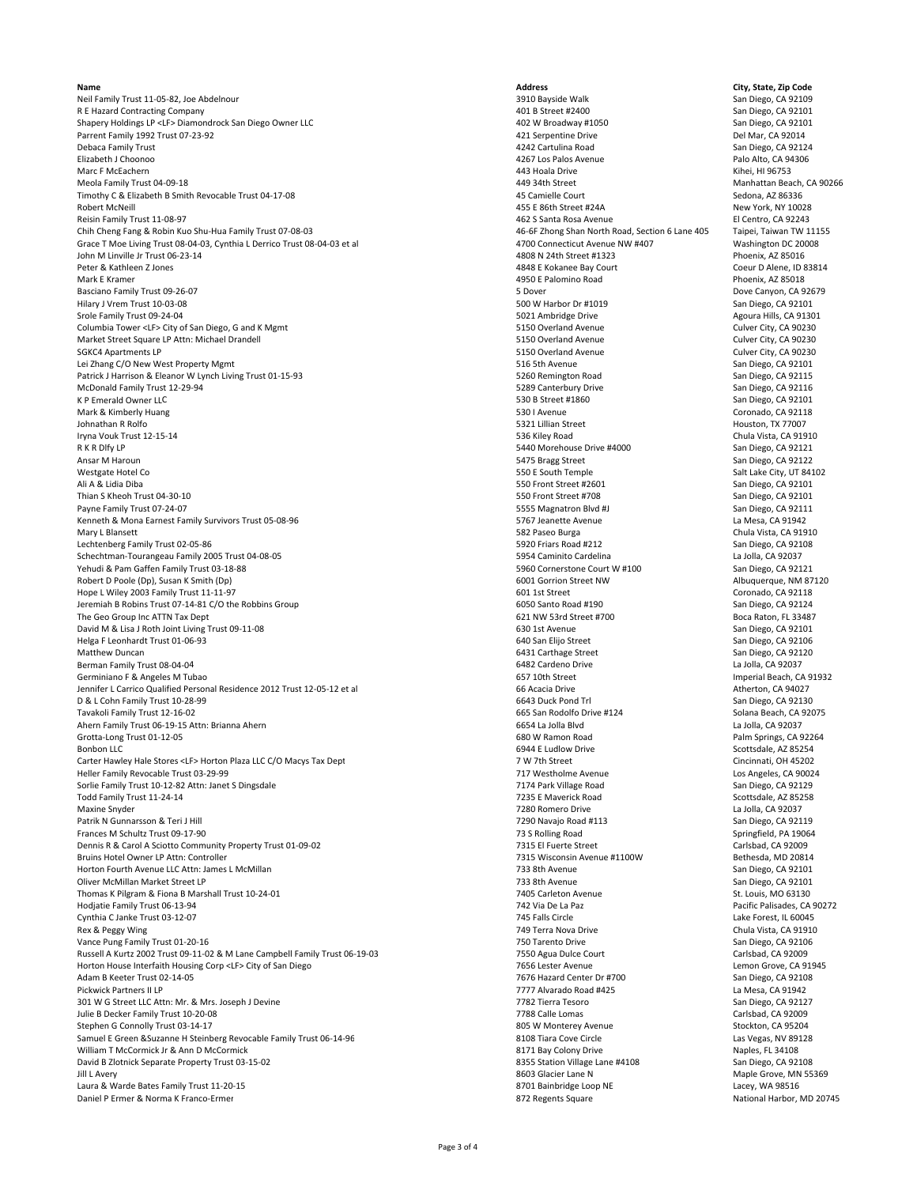| Name | Address | City, State, Zip Code |
| --- | --- | --- |
| Neil Family Trust 11-05-82, Joe Abdelnour | 3910 Bayside Walk | San Diego, CA 92109 |
| R E Hazard Contracting Company | 401 B Street #2400 | San Diego, CA 92101 |
| Shapery Holdings LP <LF> Diamondrock San Diego Owner LLC | 402 W Broadway #1050 | San Diego, CA 92101 |
| Parrent Family 1992 Trust 07-23-92 | 421 Serpentine Drive | Del Mar, CA 92014 |
| Debaca Family Trust | 4242 Cartulina Road | San Diego, CA 92124 |
| Elizabeth J Choonoo | 4267 Los Palos Avenue | Palo Alto, CA 94306 |
| Marc F McEachern | 443 Hoala Drive | Kihei, HI 96753 |
| Meola Family Trust 04-09-18 | 449 34th Street | Manhattan Beach, CA 90266 |
| Timothy C & Elizabeth B Smith Revocable Trust 04-17-08 | 45 Camielle Court | Sedona, AZ 86336 |
| Robert McNeill | 455 E 86th Street #24A | New York, NY 10028 |
| Reisin Family Trust 11-08-97 | 462 S Santa Rosa Avenue | El Centro, CA 92243 |
| Chih Cheng Fang & Robin Kuo Shu-Hua Family Trust 07-08-03 | 46-6F Zhong Shan North Road, Section 6 Lane 405 | Taipei, Taiwan TW 11155 |
| Grace T Moe Living Trust 08-04-03, Cynthia L Derrico Trust 08-04-03 et al | 4700 Connecticut Avenue NW #407 | Washington DC 20008 |
| John M Linville Jr Trust 06-23-14 | 4808 N 24th Street #1323 | Phoenix, AZ 85016 |
| Peter & Kathleen Z Jones | 4848 E Kokanee Bay Court | Coeur D Alene, ID 83814 |
| Mark E Kramer | 4950 E Palomino Road | Phoenix, AZ 85018 |
| Basciano Family Trust 09-26-07 | 5 Dover | Dove Canyon, CA 92679 |
| Hilary J Vrem Trust 10-03-08 | 500 W Harbor Dr #1019 | San Diego, CA 92101 |
| Srole Family Trust 09-24-04 | 5021 Ambridge Drive | Agoura Hills, CA 91301 |
| Columbia Tower <LF> City of San Diego, G and K Mgmt | 5150 Overland Avenue | Culver City, CA 90230 |
| Market Street Square LP Attn: Michael Drandell | 5150 Overland Avenue | Culver City, CA 90230 |
| SGKC4 Apartments LP | 5150 Overland Avenue | Culver City, CA 90230 |
| Lei Zhang C/O New West Property Mgmt | 516 5th Avenue | San Diego, CA 92101 |
| Patrick J Harrison & Eleanor W Lynch Living Trust 01-15-93 | 5260 Remington Road | San Diego, CA 92115 |
| McDonald Family Trust 12-29-94 | 5289 Canterbury Drive | San Diego, CA 92116 |
| K P Emerald Owner LLC | 530 B Street #1860 | San Diego, CA 92101 |
| Mark & Kimberly Huang | 530 I Avenue | Coronado, CA 92118 |
| Johnathan R Rolfo | 5321 Lillian Street | Houston, TX 77007 |
| Iryna Vouk Trust 12-15-14 | 536 Kiley Road | Chula Vista, CA 91910 |
| R K R Dlfy LP | 5440 Morehouse Drive #4000 | San Diego, CA 92121 |
| Ansar M Haroun | 5475 Bragg Street | San Diego, CA 92122 |
| Westgate Hotel Co | 550 E South Temple | Salt Lake City, UT 84102 |
| Ali A & Lidia Diba | 550 Front Street #2601 | San Diego, CA 92101 |
| Thian S Kheoh Trust 04-30-10 | 550 Front Street #708 | San Diego, CA 92101 |
| Payne Family Trust 07-24-07 | 5555 Magnatron Blvd #J | San Diego, CA 92111 |
| Kenneth & Mona Earnest Family Survivors Trust 05-08-96 | 5767 Jeanette Avenue | La Mesa, CA 91942 |
| Mary L Blansett | 582 Paseo Burga | Chula Vista, CA 91910 |
| Lechtenberg Family Trust 02-05-86 | 5920 Friars Road #212 | San Diego, CA 92108 |
| Schechtman-Tourangeau Family 2005 Trust 04-08-05 | 5954 Caminito Cardelina | La Jolla, CA 92037 |
| Yehudi & Pam Gaffen Family Trust 03-18-88 | 5960 Cornerstone Court W #100 | San Diego, CA 92121 |
| Robert D Poole (Dp), Susan K Smith (Dp) | 6001 Gorrion Street NW | Albuquerque, NM 87120 |
| Hope L Wiley 2003 Family Trust 11-11-97 | 601 1st Street | Coronado, CA 92118 |
| Jeremiah B Robins Trust 07-14-81 C/O the Robbins Group | 6050 Santo Road #190 | San Diego, CA 92124 |
| The Geo Group Inc ATTN Tax Dept | 621 NW 53rd Street #700 | Boca Raton, FL 33487 |
| David M & Lisa J Roth Joint Living Trust 09-11-08 | 630 1st Avenue | San Diego, CA 92101 |
| Helga F Leonhardt Trust 01-06-93 | 640 San Elijo Street | San Diego, CA 92106 |
| Matthew Duncan | 6431 Carthage Street | San Diego, CA 92120 |
| Berman Family Trust 08-04-04 | 6482 Cardeno Drive | La Jolla, CA 92037 |
| Germiniano F & Angeles M Tubao | 657 10th Street | Imperial Beach, CA 91932 |
| Jennifer L Carrico Qualified Personal Residence 2012 Trust 12-05-12 et al | 66 Acacia Drive | Atherton, CA 94027 |
| D & L Cohn Family Trust 10-28-99 | 6643 Duck Pond Trl | San Diego, CA 92130 |
| Tavakoli Family Trust 12-16-02 | 665 San Rodolfo Drive #124 | Solana Beach, CA 92075 |
| Ahern Family Trust 06-19-15 Attn: Brianna Ahern | 6654 La Jolla Blvd | La Jolla, CA 92037 |
| Grotta-Long Trust 01-12-05 | 680 W Ramon Road | Palm Springs, CA 92264 |
| Bonbon LLC | 6944 E Ludlow Drive | Scottsdale, AZ 85254 |
| Carter Hawley Hale Stores <LF> Horton Plaza LLC C/O Macys Tax Dept | 7 W 7th Street | Cincinnati, OH 45202 |
| Heller Family Revocable Trust 03-29-99 | 717 Westholme Avenue | Los Angeles, CA 90024 |
| Sorlie Family Trust 10-12-82 Attn: Janet S Dingsdale | 7174 Park Village Road | San Diego, CA 92129 |
| Todd Family Trust 11-24-14 | 7235 E Maverick Road | Scottsdale, AZ 85258 |
| Maxine Snyder | 7280 Romero Drive | La Jolla, CA 92037 |
| Patrik N Gunnarsson & Teri J Hill | 7290 Navajo Road #113 | San Diego, CA 92119 |
| Frances M Schultz Trust 09-17-90 | 73 S Rolling Road | Springfield, PA 19064 |
| Dennis R & Carol A Sciotto Community Property Trust 01-09-02 | 7315 El Fuerte Street | Carlsbad, CA 92009 |
| Bruins Hotel Owner LP Attn: Controller | 7315 Wisconsin Avenue #1100W | Bethesda, MD 20814 |
| Horton Fourth Avenue LLC Attn: James L McMillan | 733 8th Avenue | San Diego, CA 92101 |
| Oliver McMillan Market Street LP | 733 8th Avenue | San Diego, CA 92101 |
| Thomas K Pilgram & Fiona B Marshall Trust 10-24-01 | 7405 Carleton Avenue | St. Louis, MO 63130 |
| Hodjatie Family Trust 06-13-94 | 742 Via De La Paz | Pacific Palisades, CA 90272 |
| Cynthia C Janke Trust 03-12-07 | 745 Falls Circle | Lake Forest, IL 60045 |
| Rex & Peggy Wing | 749 Terra Nova Drive | Chula Vista, CA 91910 |
| Vance Pung Family Trust 01-20-16 | 750 Tarento Drive | San Diego, CA 92106 |
| Russell A Kurtz 2002 Trust 09-11-02 & M Lane Campbell Family Trust 06-19-03 | 7550 Agua Dulce Court | Carlsbad, CA 92009 |
| Horton House Interfaith Housing Corp <LF> City of San Diego | 7656 Lester Avenue | Lemon Grove, CA 91945 |
| Adam B Keeter Trust 02-14-05 | 7676 Hazard Center Dr #700 | San Diego, CA 92108 |
| Pickwick Partners II LP | 7777 Alvarado Road #425 | La Mesa, CA 91942 |
| 301 W G Street LLC Attn: Mr. & Mrs. Joseph J Devine | 7782 Tierra Tesoro | San Diego, CA 92127 |
| Julie B Decker Family Trust 10-20-08 | 7788 Calle Lomas | Carlsbad, CA 92009 |
| Stephen G Connolly Trust 03-14-17 | 805 W Monterey Avenue | Stockton, CA 95204 |
| Samuel E Green &Suzanne H Steinberg Revocable Family Trust 06-14-96 | 8108 Tiara Cove Circle | Las Vegas, NV 89128 |
| William T McCormick Jr & Ann D McCormick | 8171 Bay Colony Drive | Naples, FL 34108 |
| David B Zlotnick Separate Property Trust 03-15-02 | 8355 Station Village Lane #4108 | San Diego, CA 92108 |
| Jill L Avery | 8603 Glacier Lane N | Maple Grove, MN 55369 |
| Laura & Warde Bates Family Trust 11-20-15 | 8701 Bainbridge Loop NE | Lacey, WA 98516 |
| Daniel P Ermer & Norma K Franco-Ermer | 872 Regents Square | National Harbor, MD 20745 |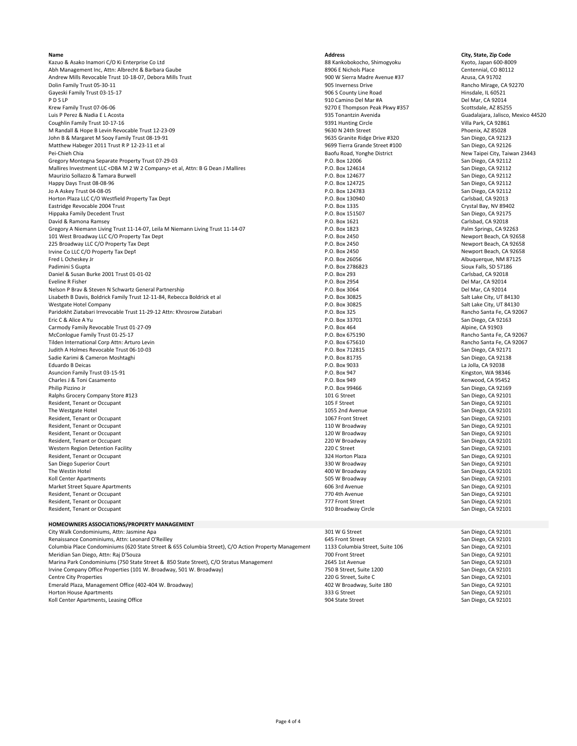| Name | Address | City, State, Zip Code |
|---|---|---|
| Kazuo & Asako Inamori C/O Ki Enterprise Co Ltd | 88 Kankobokocho, Shimogyoku | Kyoto, Japan 600-8009 |
| Abh Management Inc, Attn: Albrecht & Barbara Gaube | 8906 E Nichols Place | Centennial, CO 80112 |
| Andrew Mills Revocable Trust 10-18-07, Debora Mills Trust | 900 W Sierra Madre Avenue #37 | Azusa, CA 91702 |
| Dolin Family Trust 05-30-11 | 905 Inverness Drive | Rancho Mirage, CA 92270 |
| Gayeski Family Trust 03-15-17 | 906 S County Line Road | Hinsdale, IL 60521 |
| P D S LP | 910 Camino Del Mar #A | Del Mar, CA 92014 |
| Krew Family Trust 07-06-06 | 9270 E Thompson Peak Pkwy #357 | Scottsdale, AZ 85255 |
| Luis P Perez & Nadia E L Acosta | 935 Tonantzin Avenida | Guadalajara, Jalisco, Mexico 44520 |
| Coughlin Family Trust 10-17-16 | 9391 Hunting Circle | Villa Park, CA 92861 |
| M Randall & Hope B Levin Revocable Trust 12-23-09 | 9630 N 24th Street | Phoenix, AZ 85028 |
| John B & Margaret M Sooy Family Trust 08-19-91 | 9635 Granite Ridge Drive #320 | San Diego, CA 92123 |
| Matthew Habeger 2011 Trust R P 12-23-11 et al | 9699 Tierra Grande Street #100 | San Diego, CA 92126 |
| Pei-Chieh Chia | Baofu Road, Yonghe District | New Taipei City, Taiwan 23443 |
| Gregory Montegna Separate Property Trust 07-29-03 | P.O. Box 12006 | San Diego, CA 92112 |
| Mallires Investment LLC <DBA M 2 W 2 Company> et al, Attn: B G Dean J Mallires | P.O. Box 124614 | San Diego, CA 92112 |
| Maurizio Sollazzo & Tamara Burwell | P.O. Box 124677 | San Diego, CA 92112 |
| Happy Days Trust 08-08-96 | P.O. Box 124725 | San Diego, CA 92112 |
| Jo A Askey Trust 04-08-05 | P.O. Box 124783 | San Diego, CA 92112 |
| Horton Plaza LLC C/O Westfield Property Tax Dept | P.O. Box 130940 | Carlsbad, CA 92013 |
| Eastridge Revocable 2004 Trust | P.O. Box 1335 | Crystal Bay, NV 89402 |
| Hippaka Family Decedent Trust | P.O. Box 151507 | San Diego, CA 92175 |
| David & Ramona Ramsey | P.O. Box 1621 | Carlsbad, CA 92018 |
| Gregory A Niemann Living Trust 11-14-07, Leila M Niemann Living Trust 11-14-07 | P.O. Box 1823 | Palm Springs, CA 92263 |
| 101 West Broadway LLC C/O Property Tax Dept | P.O. Box 2450 | Newport Beach, CA 92658 |
| 225 Broadway LLC C/O Property Tax Dept | P.O. Box 2450 | Newport Beach, CA 92658 |
| Irvine Co LLC C/O Property Tax Dept | P.O. Box 2450 | Newport Beach, CA 92658 |
| Fred L Ocheskey Jr | P.O. Box 26056 | Albuquerque, NM 87125 |
| Padimini S Gupta | P.O. Box 2786823 | Sioux Falls, SD 57186 |
| Daniel & Susan Burke 2001 Trust 01-01-02 | P.O. Box 293 | Carlsbad, CA 92018 |
| Eveline R Fisher | P.O. Box 2954 | Del Mar, CA 92014 |
| Nelson P Brav & Steven N Schwartz General Partnership | P.O. Box 3064 | Del Mar, CA 92014 |
| Lisabeth B Davis, Boldrick Family Trust 12-11-84, Rebecca Boldrick et al | P.O. Box 30825 | Salt Lake City, UT 84130 |
| Westgate Hotel Company | P.O. Box 30825 | Salt Lake City, UT 84130 |
| Paridokht Ziatabari Irrevocable Trust 11-29-12 Attn: Khrosrow Ziatabari | P.O. Box 325 | Rancho Santa Fe, CA 92067 |
| Eric C & Alice A Yu | P.O. Box 33701 | San Diego, CA 92163 |
| Carmody Family Revocable Trust 01-27-09 | P.O. Box 464 | Alpine, CA 91903 |
| McConlogue Family Trust 01-25-17 | P.O. Box 675190 | Rancho Santa Fe, CA 92067 |
| Tilden International Corp Attn: Arturo Levin | P.O. Box 675610 | Rancho Santa Fe, CA 92067 |
| Judith A Holmes Revocable Trust 06-10-03 | P.O. Box 712815 | San Diego, CA 92171 |
| Sadie Karimi & Cameron Moshtaghi | P.O. Box 81735 | San Diego, CA 92138 |
| Eduardo B Deicas | P.O. Box 9033 | La Jolla, CA 92038 |
| Asuncion Family Trust 03-15-91 | P.O. Box 947 | Kingston, WA 98346 |
| Charles J & Toni Casamento | P.O. Box 949 | Kenwood, CA 95452 |
| Philip Pizzino Jr | P.O. Box 99466 | San Diego, CA 92169 |
| Ralphs Grocery Company Store #123 | 101 G Street | San Diego, CA 92101 |
| Resident, Tenant or Occupant | 105 F Street | San Diego, CA 92101 |
| The Westgate Hotel | 1055 2nd Avenue | San Diego, CA 92101 |
| Resident, Tenant or Occupant | 1067 Front Street | San Diego, CA 92101 |
| Resident, Tenant or Occupant | 110 W Broadway | San Diego, CA 92101 |
| Resident, Tenant or Occupant | 120 W Broadway | San Diego, CA 92101 |
| Resident, Tenant or Occupant | 220 W Broadway | San Diego, CA 92101 |
| Western Region Detention Facility | 220 C Street | San Diego, CA 92101 |
| Resident, Tenant or Occupant | 324 Horton Plaza | San Diego, CA 92101 |
| San Diego Superior Court | 330 W Broadway | San Diego, CA 92101 |
| The Westin Hotel | 400 W Broadway | San Diego, CA 92101 |
| Koll Center Apartments | 505 W Broadway | San Diego, CA 92101 |
| Market Street Square Apartments | 606 3rd Avenue | San Diego, CA 92101 |
| Resident, Tenant or Occupant | 770 4th Avenue | San Diego, CA 92101 |
| Resident, Tenant or Occupant | 777 Front Street | San Diego, CA 92101 |
| Resident, Tenant or Occupant | 910 Broadway Circle | San Diego, CA 92101 |
| **HOMEOWNERS ASSOCIATIONS/PROPERTY MANAGEMENT** | | |
| City Walk Condominiums, Attn: Jasmine Apa | 301 W G Street | San Diego, CA 92101 |
| Renaissance Conominiums, Attn: Leonard O'Reilley | 645 Front Street | San Diego, CA 92101 |
| Columbia Place Condominiums (620 State Street & 655 Columbia Street), C/O Action Property Management | 1133 Columbia Street, Suite 106 | San Diego, CA 92101 |
| Meridian San Diego, Attn: Raj D'Souza | 700 Front Street | San Diego, CA 92101 |
| Marina Park Condominiums (750 State Street & 850 State Street), C/O Stratus Management | 2645 1st Avenue | San Diego, CA 92103 |
| Irvine Company Office Properties (101 W. Broadway, 501 W. Broadway) | 750 B Street, Suite 1200 | San Diego, CA 92101 |
| Centre City Properties | 220 G Street, Suite C | San Diego, CA 92101 |
| Emerald Plaza, Management Office (402-404 W. Broadway) | 402 W Broadway, Suite 180 | San Diego, CA 92101 |
| Horton House Apartments | 333 G Street | San Diego, CA 92101 |
| Koll Center Apartments, Leasing Office | 904 State Street | San Diego, CA 92101 |